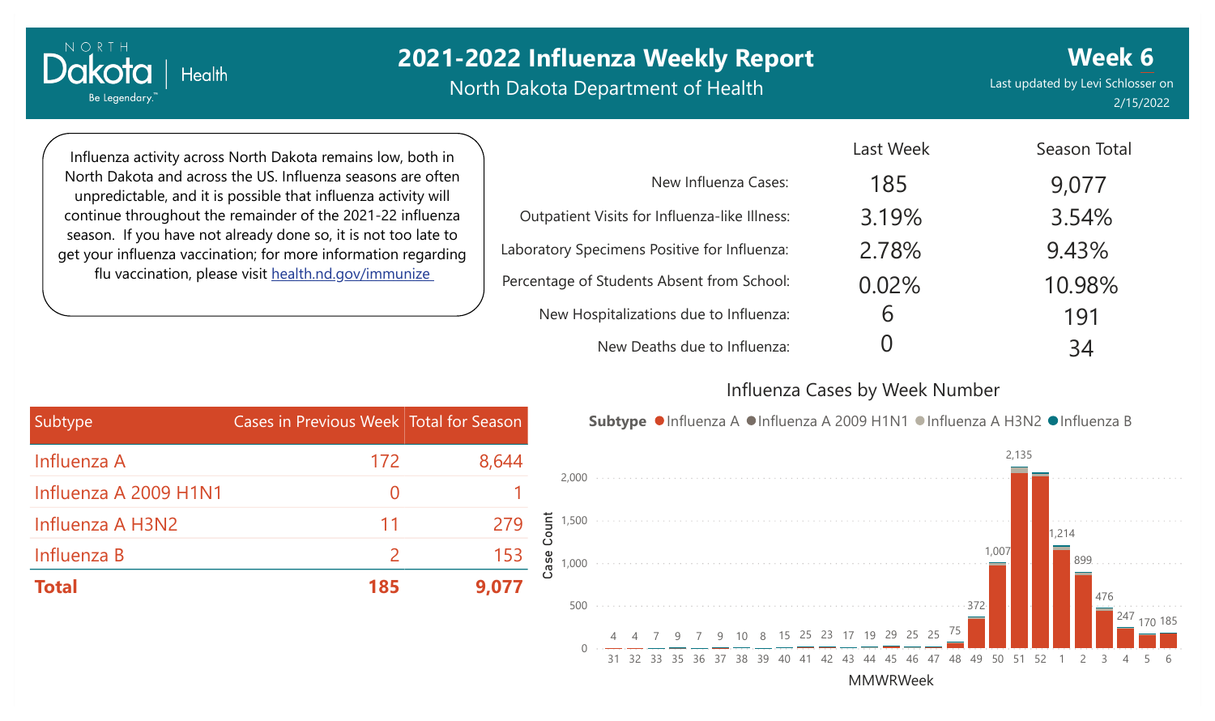# 2021-2022 Influenza Weekly Report

North Dakota Department of Health

**Week 6**

Last updated by Levi Schlosser on 2/15/2022

Influenza activity across North Dakota remains low, both in North Dakota and across the US. Influenza seasons are often unpredictable, and it is possible that influenza activity will continue throughout the remainder of the 2021-22 influenza season. If you have not already done so, it is not too late to get your influenza vaccination; for more information regarding flu vaccination, please visit health.nd.gov/immunize

| | Last Week | Season Total |
|---|---|---|
| New Influenza Cases: | 185 | 9,077 |
| Outpatient Visits for Influenza-like Illness: | 3.19% | 3.54% |
| Laboratory Specimens Positive for Influenza: | 2.78% | 9.43% |
| Percentage of Students Absent from School: | 0.02% | 10.98% |
| New Hospitalizations due to Influenza: | 6 | 191 |
| New Deaths due to Influenza: | 0 | 34 |

| Subtype | Cases in Previous Week | Total for Season |
|---|---|---|
| Influenza A | 172 | 8,644 |
| Influenza A 2009 H1N1 | 0 | 1 |
| Influenza A H3N2 | 11 | 279 |
| Influenza B | 2 | 153 |
| **Total** | **185** | **9,077** |

## Influenza Cases by Week Number

Subtype: Influenza A, Influenza A 2009 H1N1, Influenza A H3N2, Influenza B

Case Count

0, 500, 1,000, 1,500, 2,000

MMWRWeek: 31, 32, 33, 35, 36, 37, 38, 39, 40, 41, 42, 43, 44, 45, 46, 47, 48, 49, 50, 51, 52, 1, 2, 3, 4, 5, 6

4, 4, 7, 9, 7, 9, 10, 8, 15, 25, 23, 17, 19, 29, 25, 25, 75, 372, 1,007, 2,135, 1,214, 899, 476, 247, 170, 185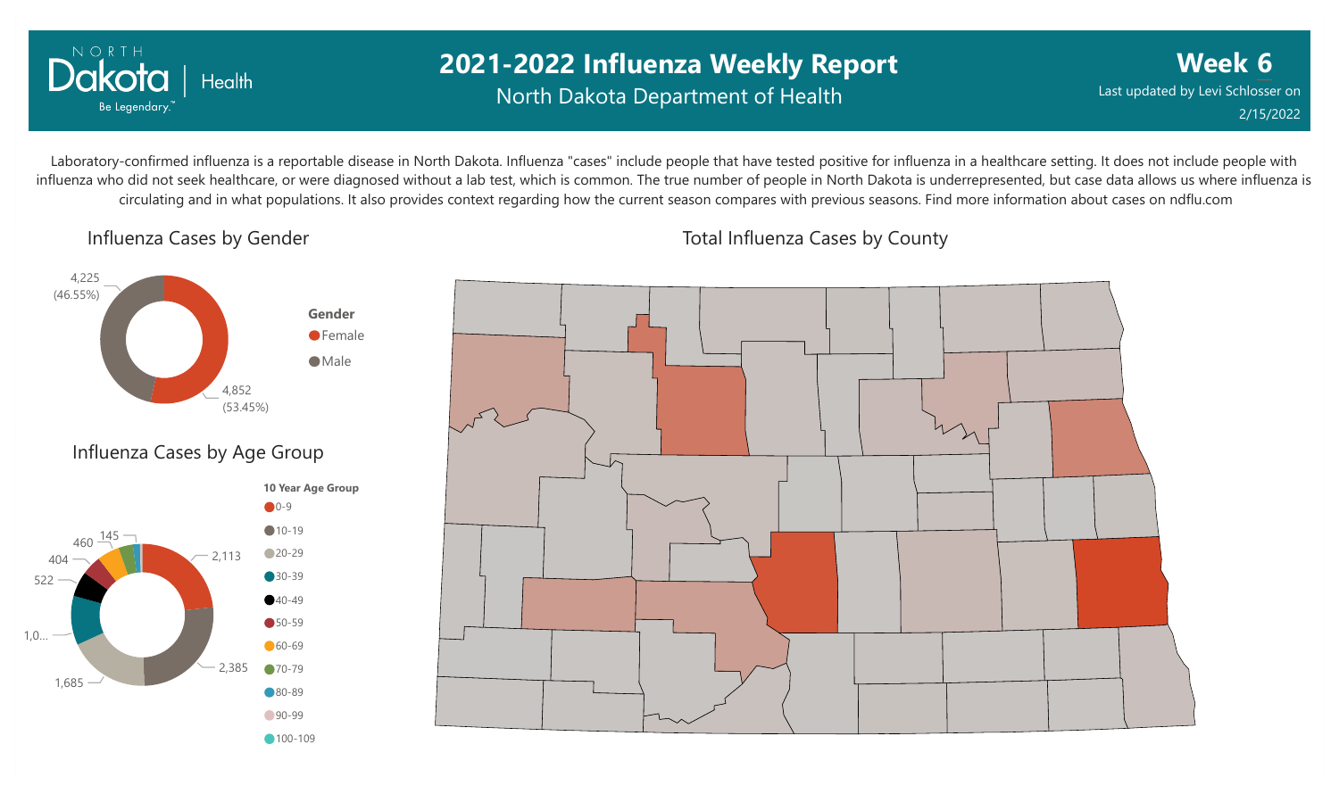# 2021-2022 Influenza Weekly Report

North Dakota Department of Health

**Week 6**

Last updated by Levi Schlosser on 2/15/2022

Laboratory-confirmed influenza is a reportable disease in North Dakota. Influenza "cases" include people that have tested positive for influenza in a healthcare setting. It does not include people with influenza who did not seek healthcare, or were diagnosed without a lab test, which is common. The true number of people in North Dakota is underrepresented, but case data allows us where influenza is circulating and in what populations. It also provides context regarding how the current season compares with previous seasons. Find more information about cases on ndflu.com

## Influenza Cases by Gender

4,225 (46.55%)

4,852 (53.45%)

**Gender**

Female

Male

## Influenza Cases by Age Group

2,113

2,385

1,685

1,0...

522

404

460

145

**10 Year Age Group**

0-9

10-19

20-29

30-39

40-49

50-59

60-69

70-79

80-89

90-99

100-109

## Total Influenza Cases by County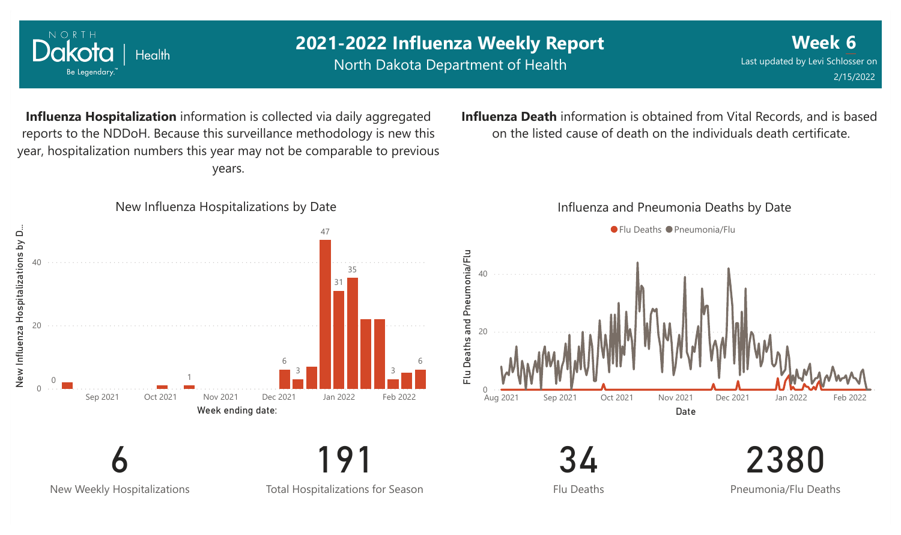# 2021-2022 Influenza Weekly Report

North Dakota Department of Health

**Week 6**

Last updated by Levi Schlosser on 2/15/2022

**Influenza Hospitalization** information is collected via daily aggregated reports to the NDDoH. Because this surveillance methodology is new this year, hospitalization numbers this year may not be comparable to previous years.

**Influenza Death** information is obtained from Vital Records, and is based on the listed cause of death on the individuals death certificate.

New Influenza Hospitalizations by Date

New Influenza Hospitalizations by D...

0
20
40

0
1
6
3
47
31
35
3
6

Sep 2021
Oct 2021
Nov 2021
Dec 2021
Jan 2022
Feb 2022

Week ending date:

Influenza and Pneumonia Deaths by Date

Flu Deaths
Pneumonia/Flu

Flu Deaths and Pneumonia/Flu

0
20
40

Aug 2021
Sep 2021
Oct 2021
Nov 2021
Dec 2021
Jan 2022
Feb 2022

Date

6

New Weekly Hospitalizations

191

Total Hospitalizations for Season

34

Flu Deaths

2380

Pneumonia/Flu Deaths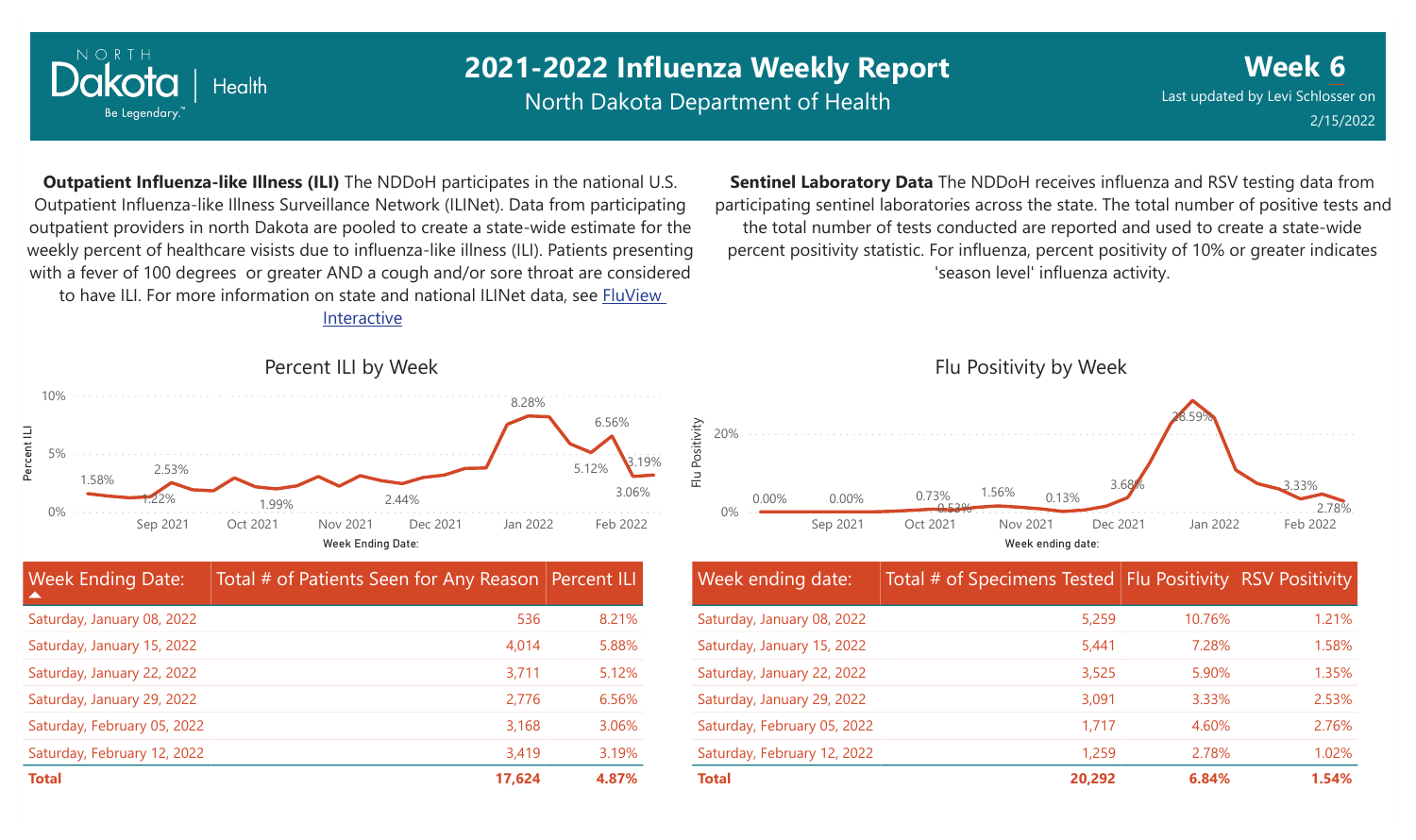# 2021-2022 Influenza Weekly Report

North Dakota Department of Health

**Week 6**

Last updated by Levi Schlosser on 2/15/2022

**Outpatient Influenza-like Illness (ILI)** The NDDoH participates in the national U.S. Outpatient Influenza-like Illness Surveillance Network (ILINet). Data from participating outpatient providers in north Dakota are pooled to create a state-wide estimate for the weekly percent of healthcare visists due to influenza-like illness (ILI). Patients presenting with a fever of 100 degrees or greater AND a cough and/or sore throat are considered to have ILI. For more information on state and national ILINet data, see [FluView Interactive]

**Sentinel Laboratory Data** The NDDoH receives influenza and RSV testing data from participating sentinel laboratories across the state. The total number of positive tests and the total number of tests conducted are reported and used to create a state-wide percent positivity statistic. For influenza, percent positivity of 10% or greater indicates 'season level' influenza activity.

Percent ILI by Week

Percent ILI

10%
5%
0%

1.58%
2.53%
1.22%
1.99%
2.44%
8.28%
6.56%
5.12%
3.19%
3.06%

Sep 2021
Oct 2021
Nov 2021
Dec 2021
Jan 2022
Feb 2022

Week Ending Date:

| Week Ending Date: | Total # of Patients Seen for Any Reason | Percent ILI |
|---|---|---|
| Saturday, January 08, 2022 | 536 | 8.21% |
| Saturday, January 15, 2022 | 4,014 | 5.88% |
| Saturday, January 22, 2022 | 3,711 | 5.12% |
| Saturday, January 29, 2022 | 2,776 | 6.56% |
| Saturday, February 05, 2022 | 3,168 | 3.06% |
| Saturday, February 12, 2022 | 3,419 | 3.19% |
| **Total** | **17,624** | **4.87%** |

Flu Positivity by Week

Flu Positivity

20%
0%

0.00%
0.00%
0.73%
0.53%
1.56%
0.13%
3.68%
28.59%
3.33%
2.78%

Sep 2021
Oct 2021
Nov 2021
Dec 2021
Jan 2022
Feb 2022

Week ending date:

| Week ending date: | Total # of Specimens Tested | Flu Positivity | RSV Positivity |
|---|---|---|---|
| Saturday, January 08, 2022 | 5,259 | 10.76% | 1.21% |
| Saturday, January 15, 2022 | 5,441 | 7.28% | 1.58% |
| Saturday, January 22, 2022 | 3,525 | 5.90% | 1.35% |
| Saturday, January 29, 2022 | 3,091 | 3.33% | 2.53% |
| Saturday, February 05, 2022 | 1,717 | 4.60% | 2.76% |
| Saturday, February 12, 2022 | 1,259 | 2.78% | 1.02% |
| **Total** | **20,292** | **6.84%** | **1.54%** |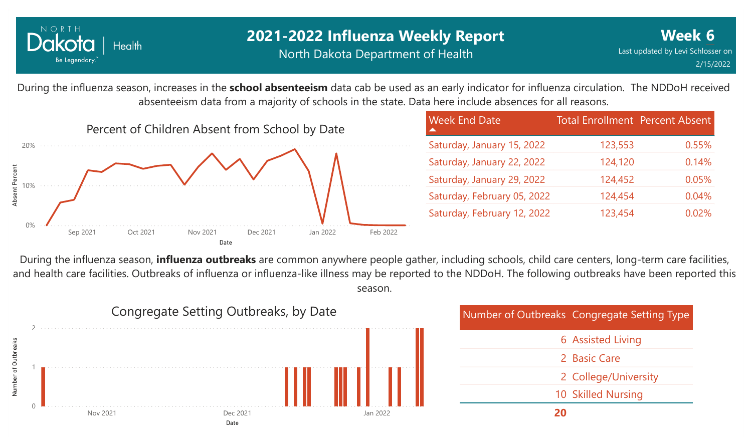# 2021-2022 Influenza Weekly Report

North Dakota Department of Health

**Week 6**

Last updated by Levi Schlosser on 2/15/2022

During the influenza season, increases in the **school absenteeism** data cab be used as an early indicator for influenza circulation. The NDDoH received absenteeism data from a majority of schools in the state. Data here include absences for all reasons.

Percent of Children Absent from School by Date

20%
10%
0%
Absent Percent
Sep 2021
Oct 2021
Nov 2021
Dec 2021
Jan 2022
Feb 2022
Date

| Week End Date | Total Enrollment | Percent Absent |
|---|---|---|
| Saturday, January 15, 2022 | 123,553 | 0.55% |
| Saturday, January 22, 2022 | 124,120 | 0.14% |
| Saturday, January 29, 2022 | 124,452 | 0.05% |
| Saturday, February 05, 2022 | 124,454 | 0.04% |
| Saturday, February 12, 2022 | 123,454 | 0.02% |

During the influenza season, **influenza outbreaks** are common anywhere people gather, including schools, child care centers, long-term care facilities, and health care facilities. Outbreaks of influenza or influenza-like illness may be reported to the NDDoH. The following outbreaks have been reported this season.

Congregate Setting Outbreaks, by Date

2
1
0
Number of Outbreaks
Nov 2021
Dec 2021
Jan 2022
Date

| Number of Outbreaks | Congregate Setting Type |
|---|---|
| 6 | Assisted Living |
| 2 | Basic Care |
| 2 | College/University |
| 10 | Skilled Nursing |
| **20** | |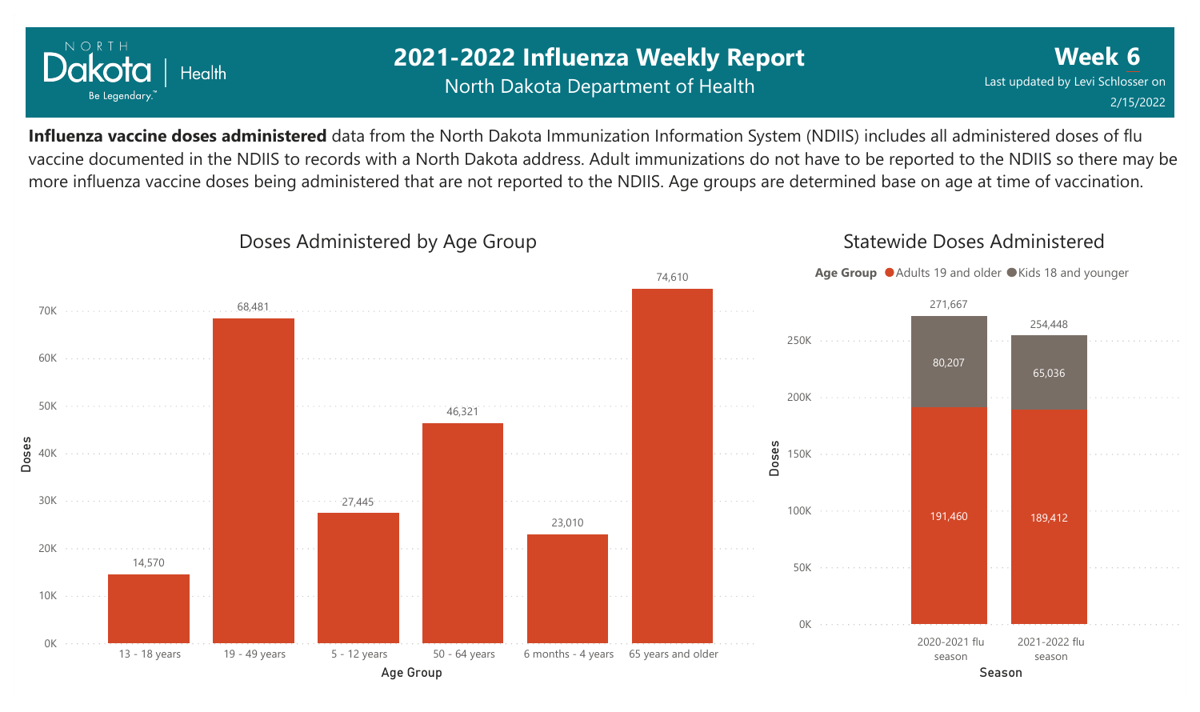# 2021-2022 Influenza Weekly Report

North Dakota Department of Health

**Week 6**

Last updated by Levi Schlosser on 2/15/2022

**Influenza vaccine doses administered** data from the North Dakota Immunization Information System (NDIIS) includes all administered doses of flu vaccine documented in the NDIIS to records with a North Dakota address. Adult immunizations do not have to be reported to the NDIIS so there may be more influenza vaccine doses being administered that are not reported to the NDIIS. Age groups are determined base on age at time of vaccination.

## Doses Administered by Age Group

Doses

Age Group

13 - 18 years: 14,570

19 - 49 years: 68,481

5 - 12 years: 27,445

50 - 64 years: 46,321

6 months - 4 years: 23,010

65 years and older: 74,610

## Statewide Doses Administered

Age Group: Adults 19 and older, Kids 18 and younger

Doses

Season

2020-2021 flu season: 271,667 (Kids 18 and younger: 80,207; Adults 19 and older: 191,460)

2021-2022 flu season: 254,448 (Kids 18 and younger: 65,036; Adults 19 and older: 189,412)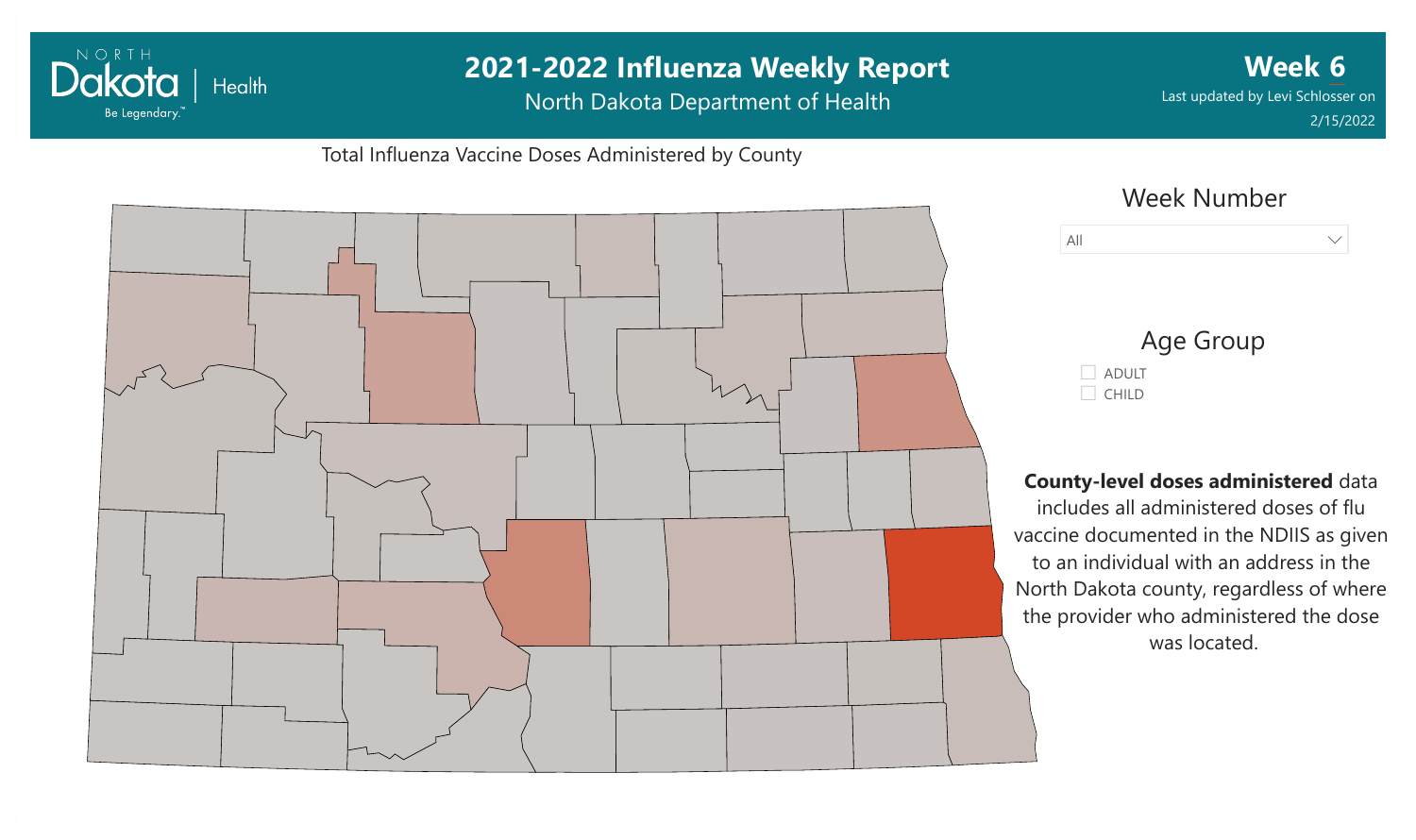# 2021-2022 Influenza Weekly Report

North Dakota Department of Health

**Week 6**

Last updated by Levi Schlosser on 2/15/2022

Total Influenza Vaccine Doses Administered by County

Week Number

All

Age Group

ADULT

CHILD

**County-level doses administered** data includes all administered doses of flu vaccine documented in the NDIIS as given to an individual with an address in the North Dakota county, regardless of where the provider who administered the dose was located.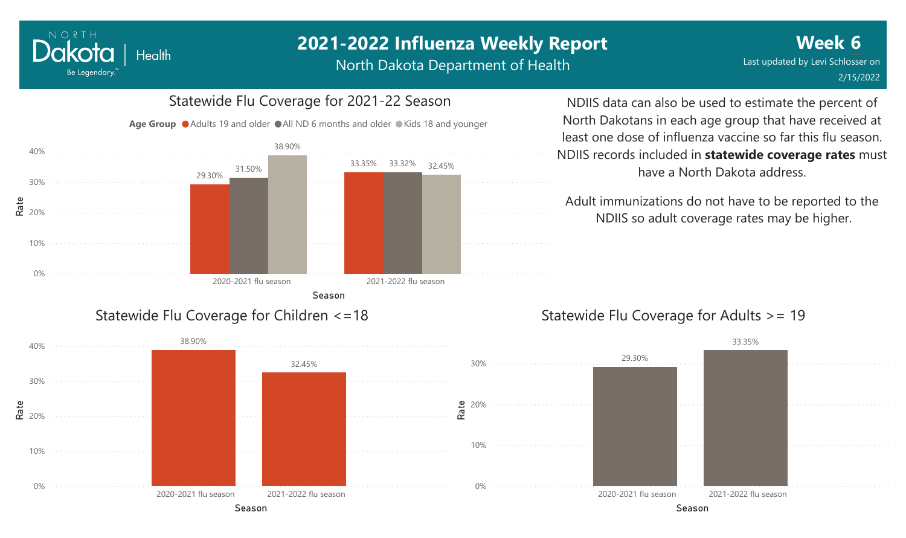# 2021-2022 Influenza Weekly Report

North Dakota Department of Health

**Week 6**

Last updated by Levi Schlosser on 2/15/2022

## Statistewide Flu Coverage for 2021-22 Season

Age Group: Adults 19 and older, All ND 6 months and older, Kids 18 and younger

40%
30%
20%
10%
0%

Rate

29.30%
31.50%
38.90%
2020-2021 flu season

33.35%
33.32%
32.45%
2021-2022 flu season

Season

NDIIS data can also be used to estimate the percent of North Dakotans in each age group that have received at least one dose of influenza vaccine so far this flu season. NDIIS records included in **statewide coverage rates** must have a North Dakota address.

Adult immunizations do not have to be reported to the NDIIS so adult coverage rates may be higher.

## Statewide Flu Coverage for Children <=18

40%
30%
20%
10%
0%

Rate

38.90%
2020-2021 flu season

32.45%
2021-2022 flu season

Season

## Statewide Flu Coverage for Adults >= 19

30%
20%
10%
0%

Rate

29.30%
2020-2021 flu season

33.35%
2021-2022 flu season

Season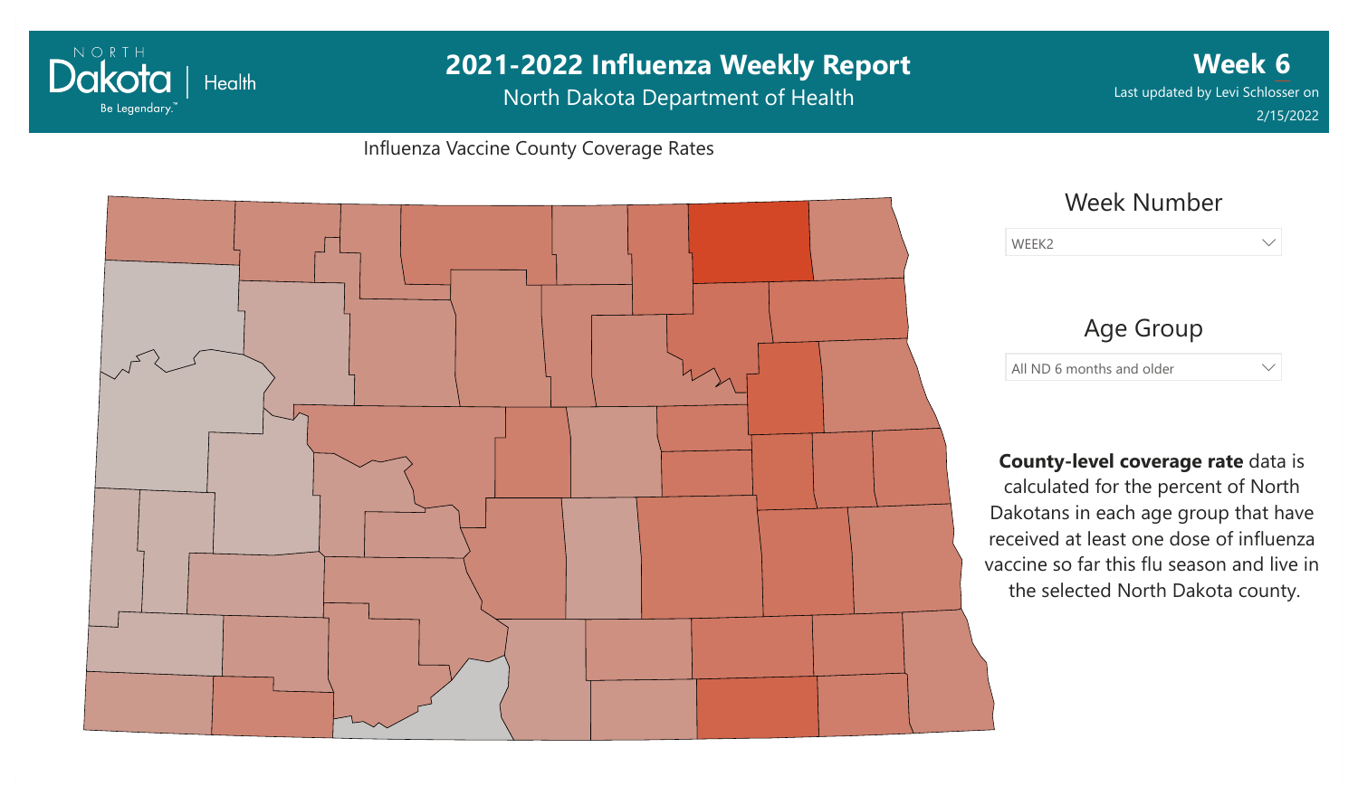# 2021-2022 Influenza Weekly Report

North Dakota Department of Health

**Week 6**

Last updated by Levi Schlosser on 2/15/2022

Influenza Vaccine County Coverage Rates

## Week Number

WEEK2

## Age Group

All ND 6 months and older

**County-level coverage rate** data is calculated for the percent of North Dakotans in each age group that have received at least one dose of influenza vaccine so far this flu season and live in the selected North Dakota county.